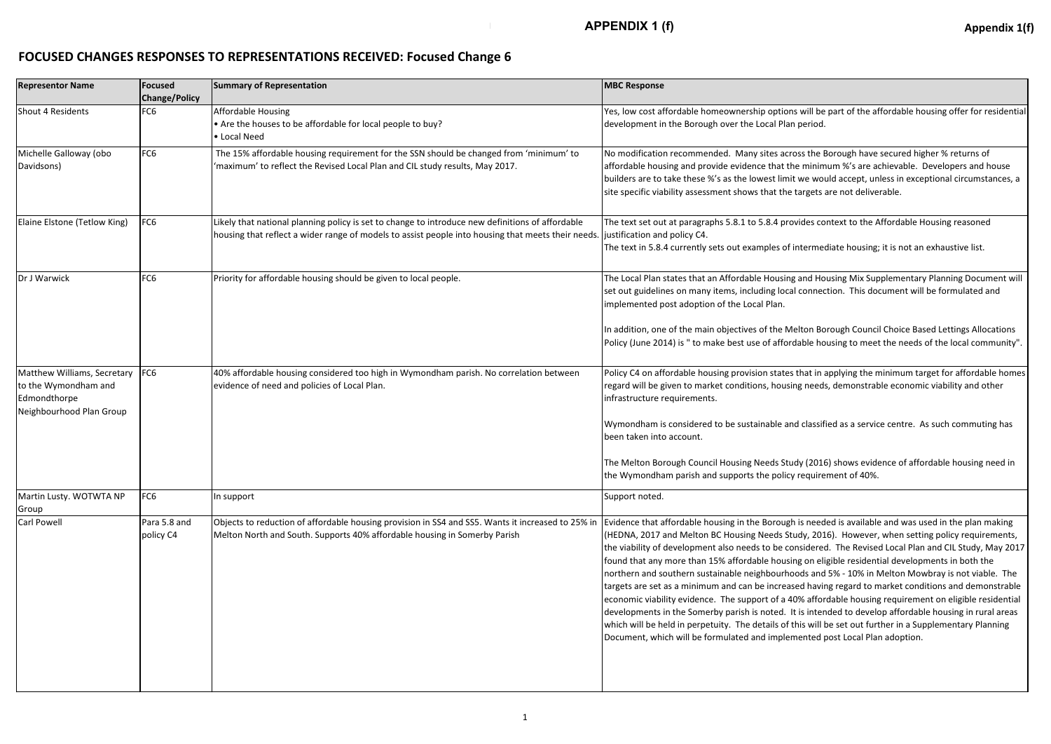# FOCUSED CHANGES RESPONSES TO REPRESENTATIONS RECEIVED: Focused Change 6

| Representor Name | Focused Change/Policy | Summary of Representation | MBC Response |
|---|---|---|---|
| Shout 4 Residents | FC6 | Affordable Housing<br>• Are the houses to be affordable for local people to buy?<br>• Local Need | Yes, low cost affordable homeownership options will be part of the affordable housing offer for residential development in the Borough over the Local Plan period. |
| Michelle Galloway (obo Davidsons) | FC6 | The 15% affordable housing requirement for the SSN should be changed from 'minimum' to 'maximum' to reflect the Revised Local Plan and CIL study results, May 2017. | No modification recommended. Many sites across the Borough have secured higher % returns of affordable housing and provide evidence that the minimum %'s are achievable. Developers and house builders are to take these %'s as the lowest limit we would accept, unless in exceptional circumstances, a site specific viability assessment shows that the targets are not deliverable. |
| Elaine Elstone (Tetlow King) | FC6 | Likely that national planning policy is set to change to introduce new definitions of affordable housing that reflect a wider range of models to assist people into housing that meets their needs. | The text set out at paragraphs 5.8.1 to 5.8.4 provides context to the Affordable Housing reasoned justification and policy C4.<br>The text in 5.8.4 currently sets out examples of intermediate housing; it is not an exhaustive list. |
| Dr J Warwick | FC6 | Priority for affordable housing should be given to local people. | The Local Plan states that an Affordable Housing and Housing Mix Supplementary Planning Document will set out guidelines on many items, including local connection. This document will be formulated and implemented post adoption of the Local Plan.<br><br>In addition, one of the main objectives of the Melton Borough Council Choice Based Lettings Allocations Policy (June 2014) is " to make best use of affordable housing to meet the needs of the local community". |
| Matthew Williams, Secretary to the Wymondham and Edmondthorpe Neighbourhood Plan Group | FC6 | 40% affordable housing considered too high in Wymondham parish. No correlation between evidence of need and policies of Local Plan. | Policy C4 on affordable housing provision states that in applying the minimum target for affordable homes regard will be given to market conditions, housing needs, demonstrable economic viability and other infrastructure requirements.<br><br>Wymondham is considered to be sustainable and classified as a service centre. As such commuting has been taken into account.<br><br>The Melton Borough Council Housing Needs Study (2016) shows evidence of affordable housing need in the Wymondham parish and supports the policy requirement of 40%. |
| Martin Lusty. WOTWTA NP Group | FC6 | In support | Support noted. |
| Carl Powell | Para 5.8 and policy C4 | Objects to reduction of affordable housing provision in SS4 and SS5. Wants it increased to 25% in Melton North and South. Supports 40% affordable housing in Somerby Parish | Evidence that affordable housing in the Borough is needed is available and was used in the plan making (HEDNA, 2017 and Melton BC Housing Needs Study, 2016). However, when setting policy requirements, the viability of development also needs to be considered. The Revised Local Plan and CIL Study, May 2017 found that any more than 15% affordable housing on eligible residential developments in both the northern and southern sustainable neighbourhoods and 5% - 10% in Melton Mowbray is not viable. The targets are set as a minimum and can be increased having regard to market conditions and demonstrable economic viability evidence. The support of a 40% affordable housing requirement on eligible residential developments in the Somerby parish is noted. It is intended to develop affordable housing in rural areas which will be held in perpetuity. The details of this will be set out further in a Supplementary Planning Document, which will be formulated and implemented post Local Plan adoption. |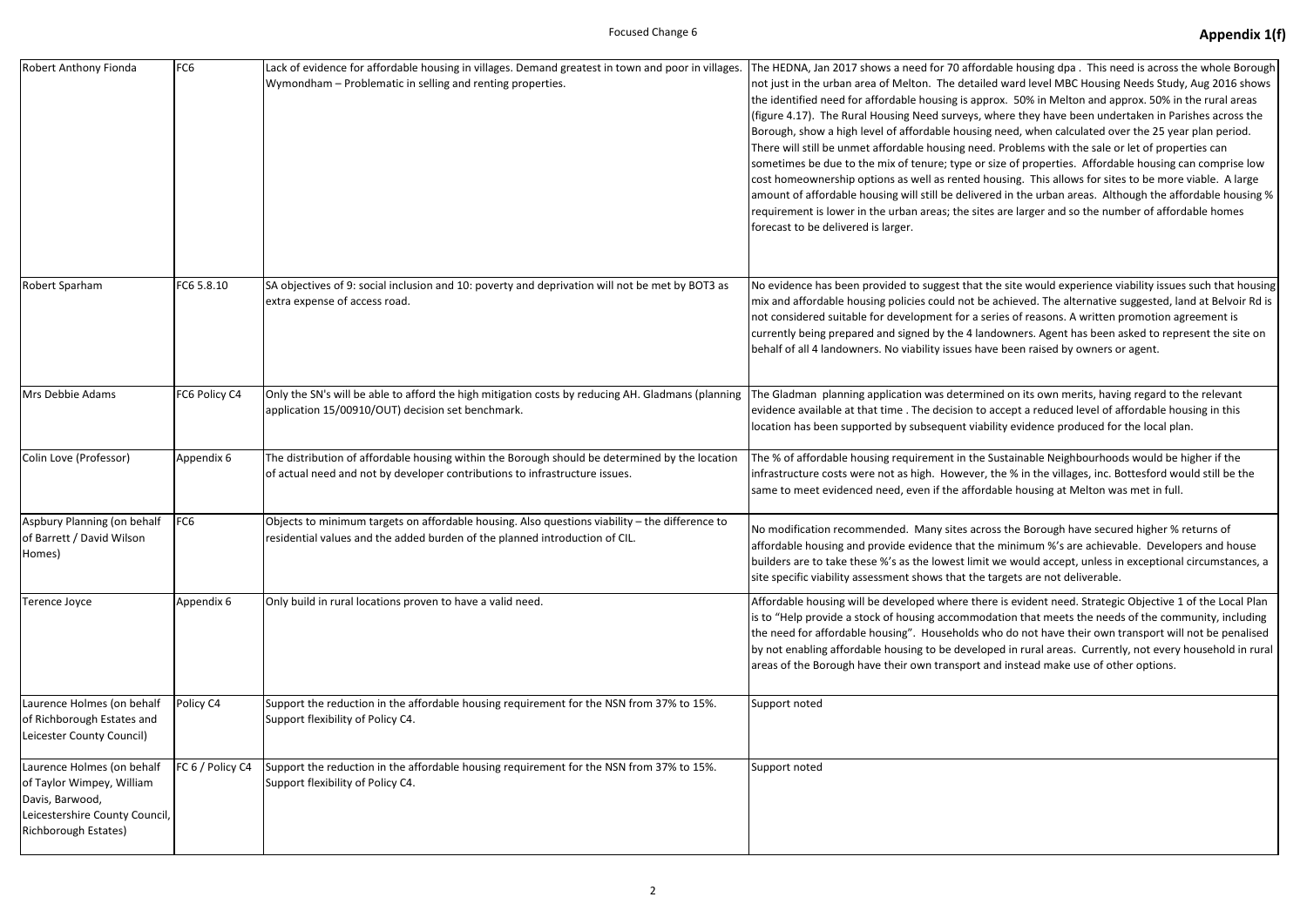| Robert Anthony Fionda | FC6 | Lack of evidence for affordable housing in villages. Demand greatest in town and poor in villages. Wymondham – Problematic in selling and renting properties. | The HEDNA, Jan 2017 shows a need for 70 affordable housing dpa . This need is across the whole Borough not just in the urban area of Melton. The detailed ward level MBC Housing Needs Study, Aug 2016 shows the identified need for affordable housing is approx. 50% in Melton and approx. 50% in the rural areas (figure 4.17). The Rural Housing Need surveys, where they have been undertaken in Parishes across the Borough, show a high level of affordable housing need, when calculated over the 25 year plan period. There will still be unmet affordable housing need. Problems with the sale or let of properties can sometimes be due to the mix of tenure; type or size of properties. Affordable housing can comprise low cost homeownership options as well as rented housing. This allows for sites to be more viable. A large amount of affordable housing will still be delivered in the urban areas. Although the affordable housing % requirement is lower in the urban areas; the sites are larger and so the number of affordable homes forecast to be delivered is larger. |
|---|---|---|---|
| Robert Sparham | FC6 5.8.10 | SA objectives of 9: social inclusion and 10: poverty and deprivation will not be met by BOT3 as extra expense of access road. | No evidence has been provided to suggest that the site would experience viability issues such that housing mix and affordable housing policies could not be achieved. The alternative suggested, land at Belvoir Rd is not considered suitable for development for a series of reasons. A written promotion agreement is currently being prepared and signed by the 4 landowners. Agent has been asked to represent the site on behalf of all 4 landowners. No viability issues have been raised by owners or agent. |
| Mrs Debbie Adams | FC6 Policy C4 | Only the SN's will be able to afford the high mitigation costs by reducing AH. Gladmans (planning application 15/00910/OUT) decision set benchmark. | The Gladman planning application was determined on its own merits, having regard to the relevant evidence available at that time . The decision to accept a reduced level of affordable housing in this location has been supported by subsequent viability evidence produced for the local plan. |
| Colin Love (Professor) | Appendix 6 | The distribution of affordable housing within the Borough should be determined by the location of actual need and not by developer contributions to infrastructure issues. | The % of affordable housing requirement in the Sustainable Neighbourhoods would be higher if the infrastructure costs were not as high. However, the % in the villages, inc. Bottesford would still be the same to meet evidenced need, even if the affordable housing at Melton was met in full. |
| Aspbury Planning (on behalf of Barrett / David Wilson Homes) | FC6 | Objects to minimum targets on affordable housing. Also questions viability – the difference to residential values and the added burden of the planned introduction of CIL. | No modification recommended. Many sites across the Borough have secured higher % returns of affordable housing and provide evidence that the minimum %'s are achievable. Developers and house builders are to take these %'s as the lowest limit we would accept, unless in exceptional circumstances, a site specific viability assessment shows that the targets are not deliverable. |
| Terence Joyce | Appendix 6 | Only build in rural locations proven to have a valid need. | Affordable housing will be developed where there is evident need. Strategic Objective 1 of the Local Plan is to "Help provide a stock of housing accommodation that meets the needs of the community, including the need for affordable housing". Households who do not have their own transport will not be penalised by not enabling affordable housing to be developed in rural areas. Currently, not every household in rural areas of the Borough have their own transport and instead make use of other options. |
| Laurence Holmes (on behalf of Richborough Estates and Leicester County Council) | Policy C4 | Support the reduction in the affordable housing requirement for the NSN from 37% to 15%. Support flexibility of Policy C4. | Support noted |
| Laurence Holmes (on behalf of Taylor Wimpey, William Davis, Barwood, Leicestershire County Council, Richborough Estates) | FC 6 / Policy C4 | Support the reduction in the affordable housing requirement for the NSN from 37% to 15%. Support flexibility of Policy C4. | Support noted |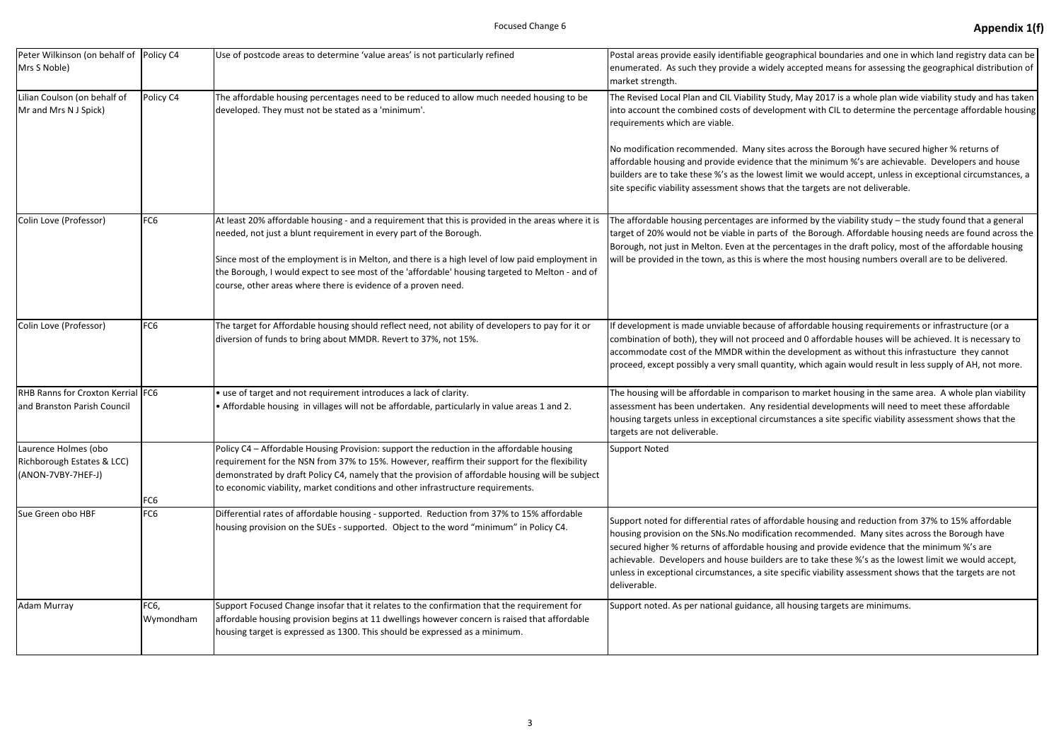| | | | |
|---|---|---|---|
| Peter Wilkinson (on behalf of Mrs S Noble) | Policy C4 | Use of postcode areas to determine 'value areas' is not particularly refined | Postal areas provide easily identifiable geographical boundaries and one in which land registry data can be enumerated. As such they provide a widely accepted means for assessing the geographical distribution of market strength. |
| Lilian Coulson (on behalf of Mr and Mrs N J Spick) | Policy C4 | The affordable housing percentages need to be reduced to allow much needed housing to be developed. They must not be stated as a 'minimum'. | The Revised Local Plan and CIL Viability Study, May 2017 is a whole plan wide viability study and has taken into account the combined costs of development with CIL to determine the percentage affordable housing requirements which are viable.<br><br>No modification recommended. Many sites across the Borough have secured higher % returns of affordable housing and provide evidence that the minimum %'s are achievable. Developers and house builders are to take these %'s as the lowest limit we would accept, unless in exceptional circumstances, a site specific viability assessment shows that the targets are not deliverable. |
| Colin Love (Professor) | FC6 | At least 20% affordable housing - and a requirement that this is provided in the areas where it is needed, not just a blunt requirement in every part of the Borough.<br><br>Since most of the employment is in Melton, and there is a high level of low paid employment in the Borough, I would expect to see most of the 'affordable' housing targeted to Melton - and of course, other areas where there is evidence of a proven need. | The affordable housing percentages are informed by the viability study – the study found that a general target of 20% would not be viable in parts of the Borough. Affordable housing needs are found across the Borough, not just in Melton. Even at the percentages in the draft policy, most of the affordable housing will be provided in the town, as this is where the most housing numbers overall are to be delivered. |
| Colin Love (Professor) | FC6 | The target for Affordable housing should reflect need, not ability of developers to pay for it or diversion of funds to bring about MMDR. Revert to 37%, not 15%. | If development is made unviable because of affordable housing requirements or infrastructure (or a combination of both), they will not proceed and 0 affordable houses will be achieved. It is necessary to accommodate cost of the MMDR within the development as without this infrastucture they cannot proceed, except possibly a very small quantity, which again would result in less supply of AH, not more. |
| RHB Ranns for Croxton Kerrial and Branston Parish Council | FC6 | • use of target and not requirement introduces a lack of clarity.<br>• Affordable housing in villages will not be affordable, particularly in value areas 1 and 2. | The housing will be affordable in comparison to market housing in the same area. A whole plan viability assessment has been undertaken. Any residential developments will need to meet these affordable housing targets unless in exceptional circumstances a site specific viability assessment shows that the targets are not deliverable. |
| Laurence Holmes (obo Richborough Estates & LCC) (ANON-7VBY-7HEF-J) | FC6 | Policy C4 – Affordable Housing Provision: support the reduction in the affordable housing requirement for the NSN from 37% to 15%. However, reaffirm their support for the flexibility demonstrated by draft Policy C4, namely that the provision of affordable housing will be subject to economic viability, market conditions and other infrastructure requirements. | Support Noted |
| Sue Green obo HBF | FC6 | Differential rates of affordable housing - supported. Reduction from 37% to 15% affordable housing provision on the SUEs - supported. Object to the word "minimum" in Policy C4. | Support noted for differential rates of affordable housing and reduction from 37% to 15% affordable housing provision on the SNs.No modification recommended. Many sites across the Borough have secured higher % returns of affordable housing and provide evidence that the minimum %'s are achievable. Developers and house builders are to take these %'s as the lowest limit we would accept, unless in exceptional circumstances, a site specific viability assessment shows that the targets are not deliverable. |
| Adam Murray | FC6, Wymondham | Support Focused Change insofar that it relates to the confirmation that the requirement for affordable housing provision begins at 11 dwellings however concern is raised that affordable housing target is expressed as 1300. This should be expressed as a minimum. | Support noted. As per national guidance, all housing targets are minimums. |